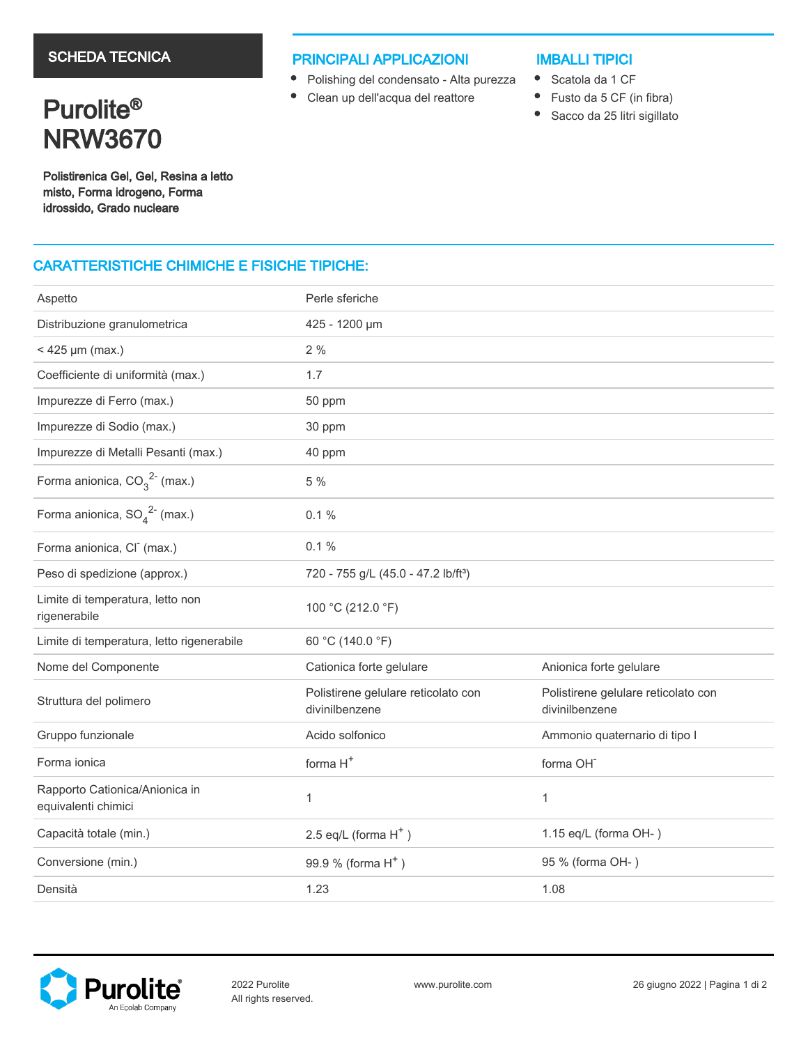SCHEDA TECNICA

# Purolite® NRW3670

**Polistirenica Gel, Gel, Resina a letto misto, Forma idrogeno, Forma idrossido, Grado nucleare**

## PRINCIPALI APPLICAZIONI

- Polishing del condensato - Alta purezza
- Clean up dell'acqua del reattore

## IMBALLI TIPICI

- Scatola da 1 CF
- Fusto da 5 CF (in fibra)
- Sacco da 25 litri sigillato

## CARATTERISTICHE CHIMICHE E FISICHE TIPICHE:

| | | |
|---|---|---|
| Aspetto | Perle sferiche | |
| Distribuzione granulometrica | 425 - 1200 µm | |
| < 425 µm (max.) | 2 % | |
| Coefficiente di uniformità (max.) | 1.7 | |
| Impurezze di Ferro (max.) | 50 ppm | |
| Impurezze di Sodio (max.) | 30 ppm | |
| Impurezze di Metalli Pesanti (max.) | 40 ppm | |
| Forma anionica, $CO_3^{2-}$ (max.) | 5 % | |
| Forma anionica, $SO_4^{2-}$ (max.) | 0.1 % | |
| Forma anionica, $Cl^-$ (max.) | 0.1 % | |
| Peso di spedizione (approx.) | 720 - 755 g/L (45.0 - 47.2 lb/ft³) | |
| Limite di temperatura, letto non rigenerabile | 100 °C (212.0 °F) | |
| Limite di temperatura, letto rigenerabile | 60 °C (140.0 °F) | |
| Nome del Componente | Cationica forte gelulare | Anionica forte gelulare |
| Struttura del polimero | Polistirene gelulare reticolato con divinilbenzene | Polistirene gelulare reticolato con divinilbenzene |
| Gruppo funzionale | Acido solfonico | Ammonio quaternario di tipo I |
| Forma ionica | forma $H^+$ | forma $OH^-$ |
| Rapporto Cationica/Anionica in equivalenti chimici | 1 | 1 |
| Capacità totale (min.) | 2.5 eq/L (forma $H^+$ ) | 1.15 eq/L (forma OH- ) |
| Conversione (min.) | 99.9 % (forma $H^+$ ) | 95 % (forma OH- ) |
| Densità | 1.23 | 1.08 |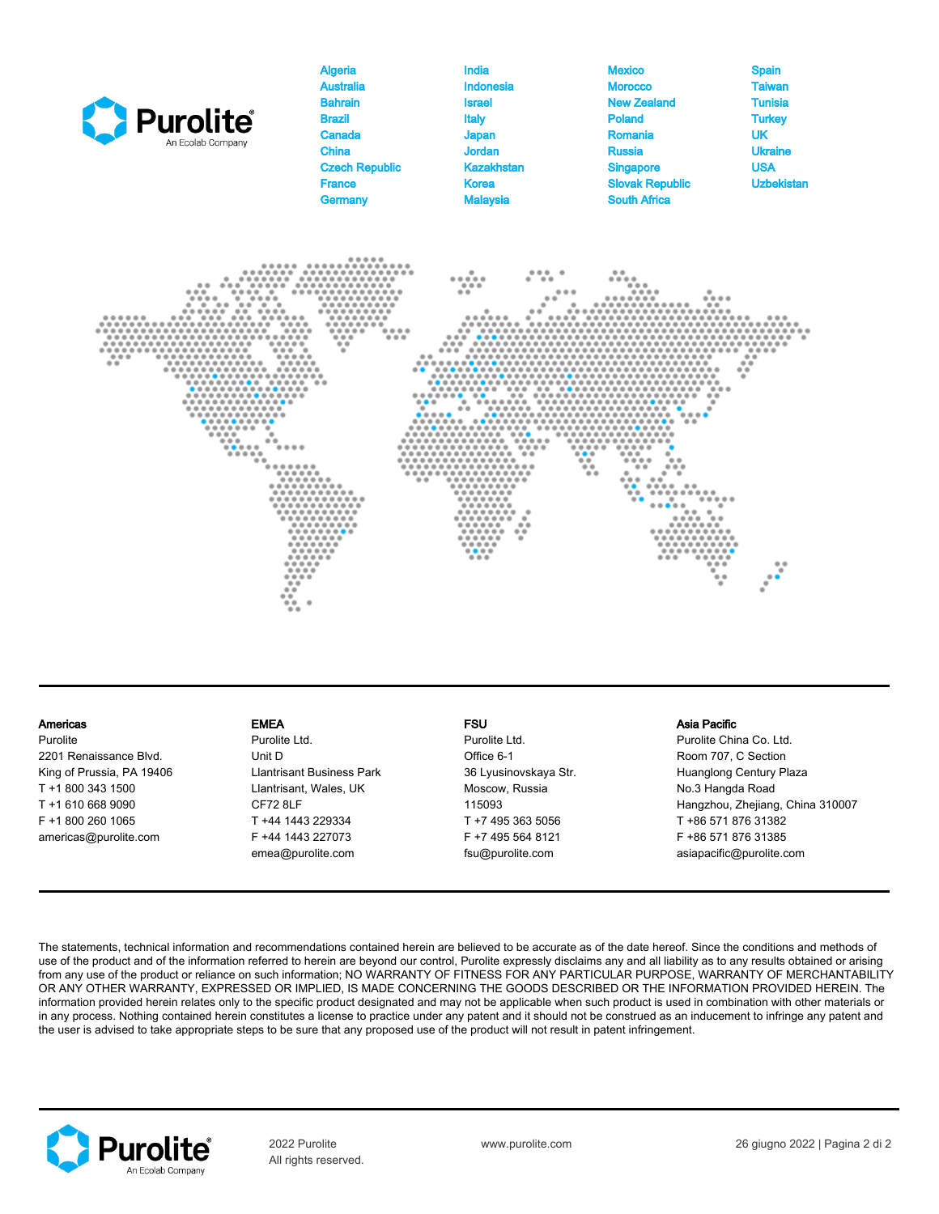Purolite
An Ecolab Company

Algeria
Australia
Bahrain
Brazil
Canada
China
Czech Republic
France
Germany
India
Indonesia
Israel
Italy
Japan
Jordan
Kazakhstan
Korea
Malaysia
Mexico
Morocco
New Zealand
Poland
Romania
Russia
Singapore
Slovak Republic
South Africa
Spain
Taiwan
Tunisia
Turkey
UK
Ukraine
USA
Uzbekistan

**Americas**
Purolite
2201 Renaissance Blvd.
King of Prussia, PA 19406
T +1 800 343 1500
T +1 610 668 9090
F +1 800 260 1065
americas@purolite.com

**EMEA**
Purolite Ltd.
Unit D
Llantrisant Business Park
Llantrisant, Wales, UK
CF72 8LF
T +44 1443 229334
F +44 1443 227073
emea@purolite.com

**FSU**
Purolite Ltd.
Office 6-1
36 Lyusinovskaya Str.
Moscow, Russia
115093
T +7 495 363 5056
F +7 495 564 8121
fsu@purolite.com

**Asia Pacific**
Purolite China Co. Ltd.
Room 707, C Section
Huanglong Century Plaza
No.3 Hangda Road
Hangzhou, Zhejiang, China 310007
T +86 571 876 31382
F +86 571 876 31385
asiapacific@purolite.com

The statements, technical information and recommendations contained herein are believed to be accurate as of the date hereof. Since the conditions and methods of use of the product and of the information referred to herein are beyond our control, Purolite expressly disclaims any and all liability as to any results obtained or arising from any use of the product or reliance on such information; NO WARRANTY OF FITNESS FOR ANY PARTICULAR PURPOSE, WARRANTY OF MERCHANTABILITY OR ANY OTHER WARRANTY, EXPRESSED OR IMPLIED, IS MADE CONCERNING THE GOODS DESCRIBED OR THE INFORMATION PROVIDED HEREIN. The information provided herein relates only to the specific product designated and may not be applicable when such product is used in combination with other materials or in any process. Nothing contained herein constitutes a license to practice under any patent and it should not be construed as an inducement to infringe any patent and the user is advised to take appropriate steps to be sure that any proposed use of the product will not result in patent infringement.

Purolite
An Ecolab Company

2022 Purolite
All rights reserved.

www.purolite.com

26 giugno 2022